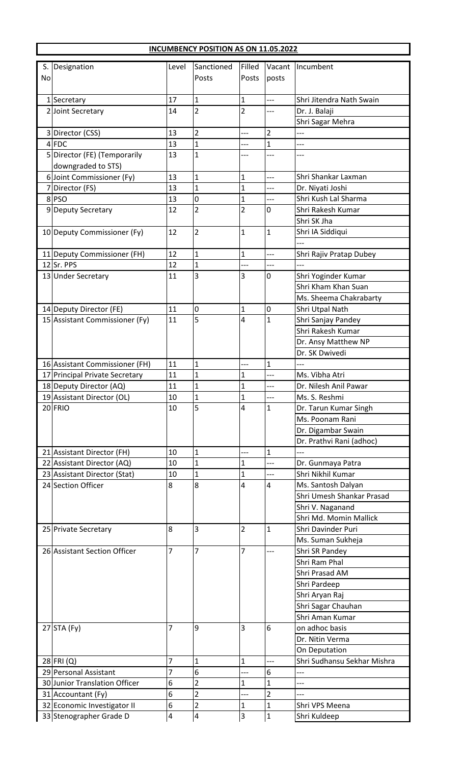## INCUMBENCY POSITION AS ON 11.05.2022

| S. No | Designation | Level | Sanctioned Posts | Filled Posts | Vacant posts | Incumbent |
|---|---|---|---|---|---|---|
| 1 | Secretary | 17 | 1 | 1 | --- | Shri Jitendra Nath Swain |
| 2 | Joint Secretary | 14 | 2 | 2 | --- | Dr. J. Balaji |
| | | | | | | Shri Sagar Mehra |
| 3 | Director (CSS) | 13 | 2 | --- | 2 | --- |
| 4 | FDC | 13 | 1 | --- | 1 | --- |
| 5 | Director (FE) (Temporarily downgraded to STS) | 13 | 1 | --- | --- | --- |
| 6 | Joint Commissioner (Fy) | 13 | 1 | 1 | --- | Shri Shankar Laxman |
| 7 | Director (FS) | 13 | 1 | 1 | --- | Dr. Niyati Joshi |
| 8 | PSO | 13 | 0 | 1 | --- | Shri Kush Lal Sharma |
| 9 | Deputy Secretary | 12 | 2 | 2 | 0 | Shri Rakesh Kumar |
| | | | | | | Shri SK Jha |
| 10 | Deputy Commissioner (Fy) | 12 | 2 | 1 | 1 | Shri IA Siddiqui |
| | | | | | | --- |
| 11 | Deputy Commissioner (FH) | 12 | 1 | 1 | --- | Shri Rajiv Pratap Dubey |
| 12 | Sr. PPS | 12 | 1 | --- | --- | --- |
| 13 | Under Secretary | 11 | 3 | 3 | 0 | Shri Yoginder Kumar |
| | | | | | | Shri Kham Khan Suan |
| | | | | | | Ms. Sheema Chakrabarty |
| 14 | Deputy Director (FE) | 11 | 0 | 1 | 0 | Shri Utpal Nath |
| 15 | Assistant Commissioner (Fy) | 11 | 5 | 4 | 1 | Shri Sanjay Pandey |
| | | | | | | Shri Rakesh Kumar |
| | | | | | | Dr. Ansy Matthew NP |
| | | | | | | Dr. SK Dwivedi |
| 16 | Assistant Commissioner (FH) | 11 | 1 | --- | 1 | --- |
| 17 | Principal Private Secretary | 11 | 1 | 1 | --- | Ms. Vibha Atri |
| 18 | Deputy Director (AQ) | 11 | 1 | 1 | --- | Dr. Nilesh Anil Pawar |
| 19 | Assistant Director (OL) | 10 | 1 | 1 | --- | Ms. S. Reshmi |
| 20 | FRIO | 10 | 5 | 4 | 1 | Dr. Tarun Kumar Singh |
| | | | | | | Ms. Poonam Rani |
| | | | | | | Dr. Digambar Swain |
| | | | | | | Dr. Prathvi Rani (adhoc) |
| 21 | Assistant Director (FH) | 10 | 1 | --- | 1 | --- |
| 22 | Assistant Director (AQ) | 10 | 1 | 1 | --- | Dr. Gunmaya Patra |
| 23 | Assistant Director (Stat) | 10 | 1 | 1 | --- | Shri Nikhil Kumar |
| 24 | Section Officer | 8 | 8 | 4 | 4 | Ms. Santosh Dalyan |
| | | | | | | Shri Umesh Shankar Prasad |
| | | | | | | Shri V. Naganand |
| | | | | | | Shri Md. Momin Mallick |
| 25 | Private Secretary | 8 | 3 | 2 | 1 | Shri Davinder Puri |
| | | | | | | Ms. Suman Sukheja |
| 26 | Assistant Section Officer | 7 | 7 | 7 | --- | Shri SR Pandey |
| | | | | | | Shri Ram Phal |
| | | | | | | Shri Prasad AM |
| | | | | | | Shri Pardeep |
| | | | | | | Shri Aryan Raj |
| | | | | | | Shri Sagar Chauhan |
| | | | | | | Shri Aman Kumar |
| 27 | STA (Fy) | 7 | 9 | 3 | 6 | on adhoc basis |
| | | | | | | Dr. Nitin Verma |
| | | | | | | On Deputation |
| 28 | FRI (Q) | 7 | 1 | 1 | --- | Shri Sudhansu Sekhar Mishra |
| 29 | Personal Assistant | 7 | 6 | --- | 6 | --- |
| 30 | Junior Translation Officer | 6 | 2 | 1 | 1 | --- |
| 31 | Accountant (Fy) | 6 | 2 | --- | 2 | --- |
| 32 | Economic Investigator II | 6 | 2 | 1 | 1 | Shri VPS Meena |
| 33 | Stenographer Grade D | 4 | 4 | 3 | 1 | Shri Kuldeep |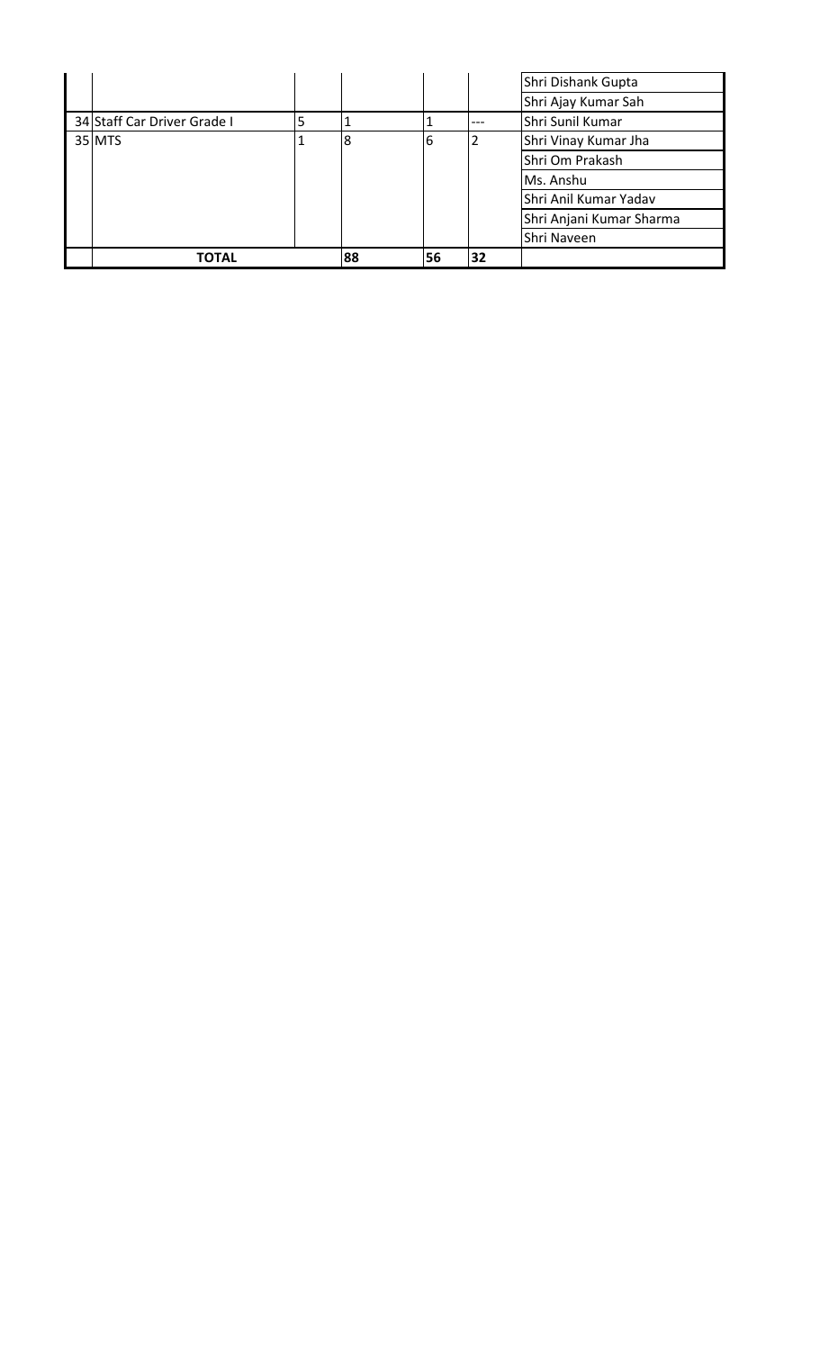| | | | | | | |
|---|---|---|---|---|---|---|
| | | | | | | Shri Dishank Gupta |
| | | | | | | Shri Ajay Kumar Sah |
| 34 | Staff Car Driver Grade I | 5 | 1 | 1 | --- | Shri Sunil Kumar |
| 35 | MTS | 1 | 8 | 6 | 2 | Shri Vinay Kumar Jha |
| | | | | | | Shri Om Prakash |
| | | | | | | Ms. Anshu |
| | | | | | | Shri Anil Kumar Yadav |
| | | | | | | Shri Anjani Kumar Sharma |
| | | | | | | Shri Naveen |
| | **TOTAL** | | **88** | **56** | **32** | |